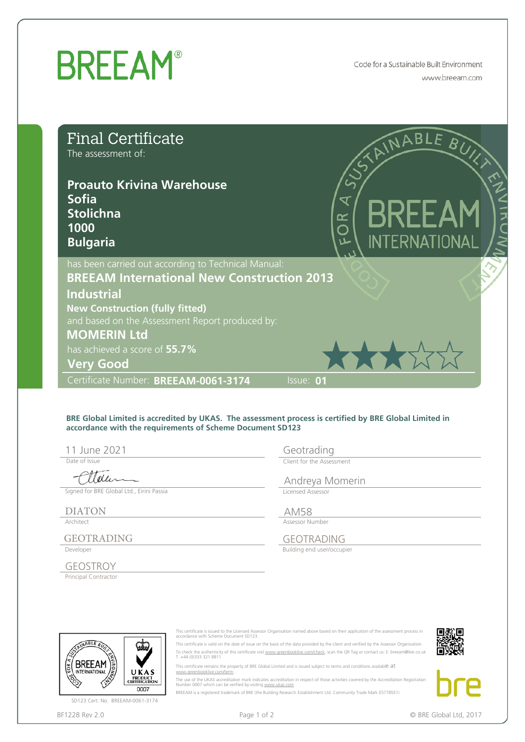# BREEAM®

Code for a Sustainable Built Environment
www.breeam.com

## Final Certificate

The assessment of:

**Proauto Krivina Warehouse**
**Sofia**
**Stolichna**
**1000**
**Bulgaria**

has been carried out according to Technical Manual:

**BREEAM International New Construction 2013**
**Industrial**
**New Construction (fully fitted)**

and based on the Assessment Report produced by:

**MOMERIN Ltd**

has achieved a score of **55.7%**

**Very Good**

Certificate Number: **BREEAM-0061-3174** Issue: **01**

**BRE Global Limited is accredited by UKAS. The assessment process is certified by BRE Global Limited in accordance with the requirements of Scheme Document SD123**

| | |
|---|---|
| 11 June 2021 — Date of Issue | Geotrading — Client for the Assessment |
| Signed for BRE Global Ltd., Eirini Passia | Andreya Momerin — Licensed Assessor |
| DIATON — Architect | AM58 — Assessor Number |
| GEOTRADING — Developer | GEOTRADING — Building end user/occupier |
| GEOSTROY — Principal Contractor | |

SD123 Cert. No. BREEAM-0061-3174

This certificate is issued to the Licensed Assessor Organisation named above based on their application of the assessment process in accordance with Scheme Document SD123.

This certificate is valid on the date of issue on the basis of the data provided by the client and verified by the Assessor Organisation.

To check the authenticity of this certificate visit www.greenbooklive.com/check, scan the QR Tag or contact us: E: breeam@bre.co.uk T. +44 (0)333 321 8811

This certificate remains the property of BRE Global Limited and is issued subject to terms and conditions available at www.greenbooklive.com/term .

The use of the UKAS accreditation mark indicates accreditation in respect of those activities covered by the Accreditation Registration Number 0007 which can be verified by visiting www.ukas.com

BREEAM is a registered trademark of BRE (the Building Research Establishment Ltd. Community Trade Mark E5778551)

BF1228 Rev 2.0

© BRE Global Ltd, 2017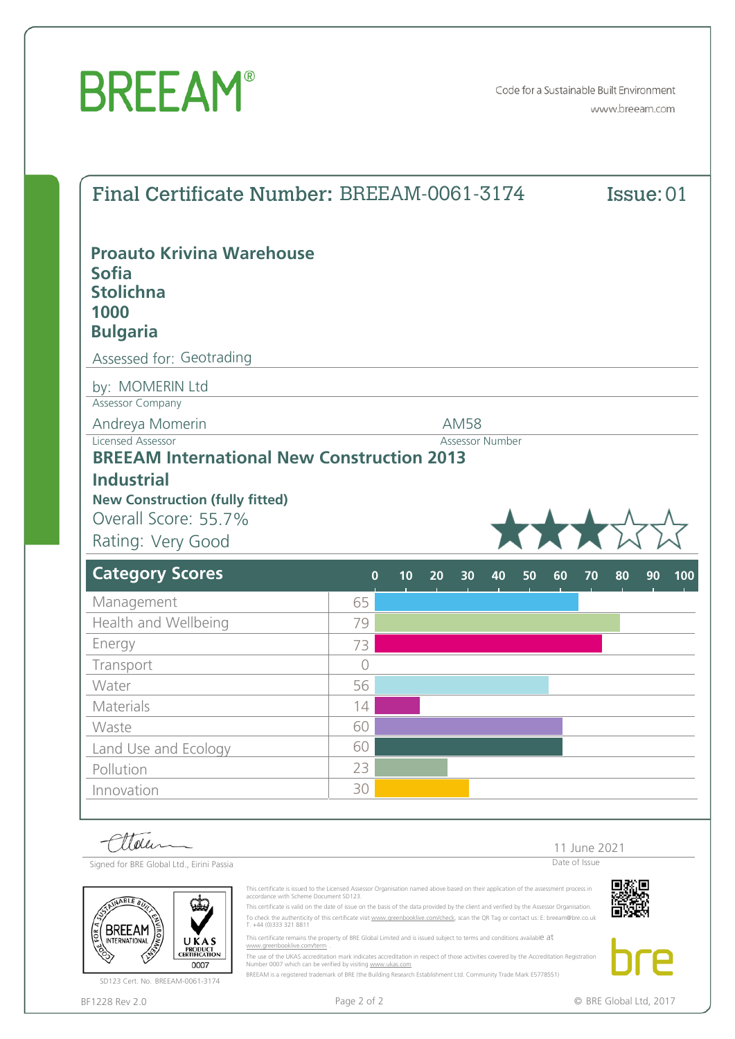# BREEAM®

Code for a Sustainable Built Environment
www.breeam.com

## Final Certificate Number: BREEAM-0061-3174 Issue: 01

**Proauto Krivina Warehouse**
**Sofia**
**Stolichna**
**1000**
**Bulgaria**

Assessed for: Geotrading

by: MOMERIN Ltd
Assessor Company

Andreya Momerin — Licensed Assessor
AM58 — Assessor Number

**BREEAM International New Construction 2013**

**Industrial**

**New Construction (fully fitted)**

Overall Score: 55.7%

Rating: Very Good

★★★☆☆

## Category Scores

0 10 20 30 40 50 60 70 80 90 100

Management 65
Health and Wellbeing 79
Energy 73
Transport 0
Water 56
Materials 14
Waste 60
Land Use and Ecology 60
Pollution 23
Innovation 30

Signed for BRE Global Ltd., Eirini Passia

11 June 2021
Date of Issue

CODE FOR A SUSTAINABLE BUILT ENVIRONMENT BREEAM INTERNATIONAL

UKAS PRODUCT CERTIFICATION 0007

SD123 Cert. No. BREEAM-0061-3174

This certificate is issued to the Licensed Assessor Organisation named above based on their application of the assessment process in accordance with Scheme Document SD123.

This certificate is valid on the date of issue on the basis of the data provided by the client and verified by the Assessor Organisation.

To check the authenticity of this certificate visit www.greenbooklive.com/check, scan the QR Tag or contact us: E: breeam@bre.co.uk T. +44 (0)333 321 8811

This certificate remains the property of BRE Global Limited and is issued subject to terms and conditions available at www.greenbooklive.com/term .

The use of the UKAS accreditation mark indicates accreditation in respect of those activities covered by the Accreditation Registration Number 0007 which can be verified by visiting www.ukas.com

BREEAM is a registered trademark of BRE (the Building Research Establishment Ltd. Community Trade Mark E5778551)

bre

BF1228 Rev 2.0

© BRE Global Ltd, 2017